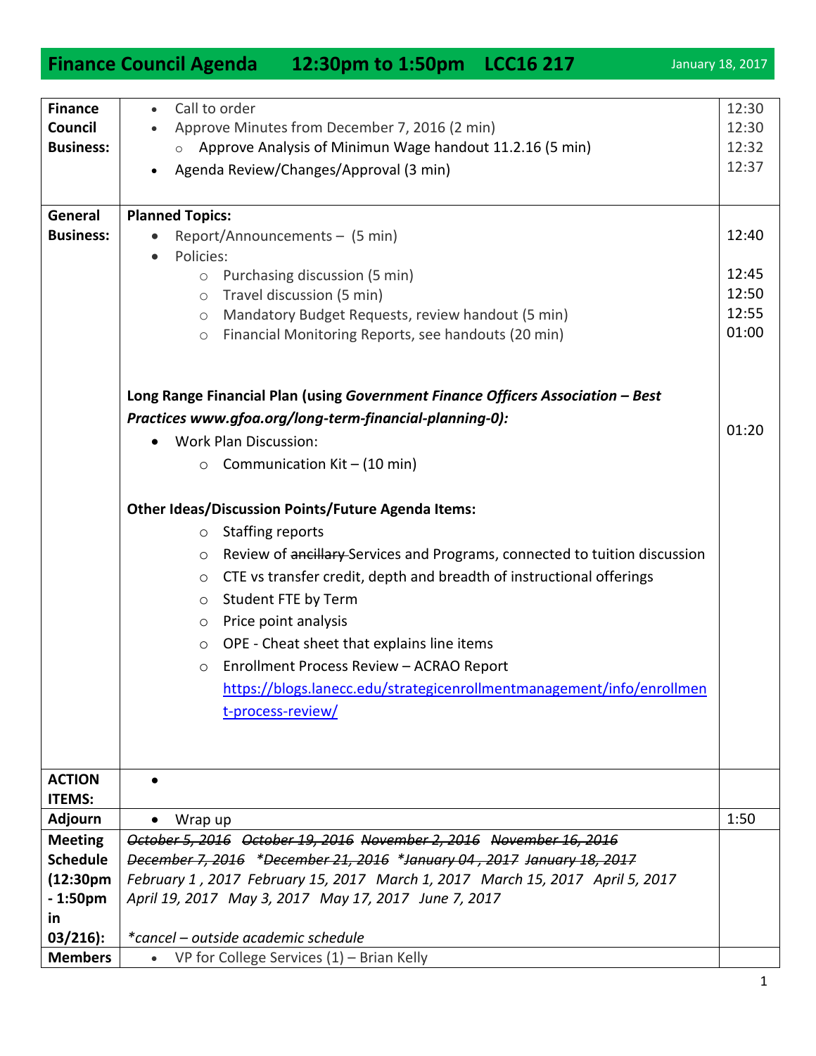# Finance Council Agenda 12:30pm to 1:50pm LCC16 217

January 18, 2017

| | | |
|---|---|---|
| **Finance Council Business:** | • Call to order<br>• Approve Minutes from December 7, 2016 (2 min)<br>  ○ Approve Analysis of Minimun Wage handout 11.2.16 (5 min)<br>• Agenda Review/Changes/Approval (3 min) | 12:30<br>12:30<br>12:32<br>12:37 |
| **General Business:** | **Planned Topics:**<br>• Report/Announcements – (5 min)<br>• Policies:<br>  ○ Purchasing discussion (5 min)<br>  ○ Travel discussion (5 min)<br>  ○ Mandatory Budget Requests, review handout (5 min)<br>  ○ Financial Monitoring Reports, see handouts (20 min)<br><br>**Long Range Financial Plan (using *Government Finance Officers Association – Best Practices www.gfoa.org/long-term-financial-planning-0):***<br>• Work Plan Discussion:<br>  ○ Communication Kit – (10 min)<br><br>**Other Ideas/Discussion Points/Future Agenda Items:**<br>  ○ Staffing reports<br>  ○ Review of ~~ancillary~~ Services and Programs, connected to tuition discussion<br>  ○ CTE vs transfer credit, depth and breadth of instructional offerings<br>  ○ Student FTE by Term<br>  ○ Price point analysis<br>  ○ OPE - Cheat sheet that explains line items<br>  ○ Enrollment Process Review – ACRAO Report https://blogs.lanecc.edu/strategicenrollmentmanagement/info/enrollment-process-review/ | <br>12:40<br><br>12:45<br>12:50<br>12:55<br>01:00<br><br><br>01:20 |
| **ACTION ITEMS:** | • | |
| **Adjourn** | • Wrap up | 1:50 |
| **Meeting Schedule (12:30pm - 1:50pm in 03/216):** | *~~October 5, 2016~~ ~~October 19, 2016~~ ~~November 2, 2016~~ ~~November 16, 2016~~ ~~December 7, 2016~~ ~~*December 21, 2016~~ ~~*January 04 , 2017~~ ~~January 18, 2017~~ February 1 , 2017 February 15, 2017 March 1, 2017 March 15, 2017 April 5, 2017 April 19, 2017 May 3, 2017 May 17, 2017 June 7, 2017*<br><br>*\*cancel – outside academic schedule* | |
| **Members** | • VP for College Services (1) – Brian Kelly | |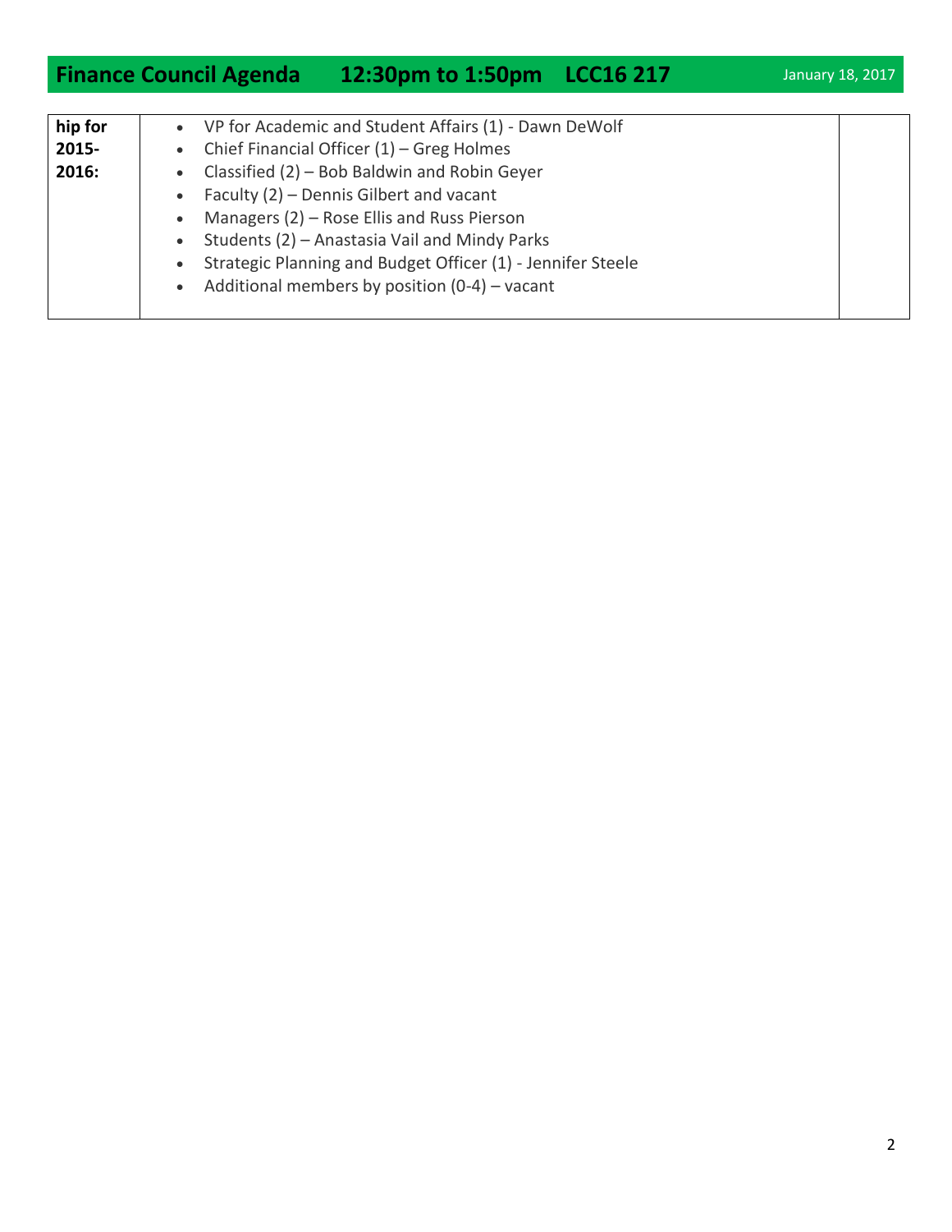| | | |
|---|---|---|
| **hip for 2015-2016:** | • VP for Academic and Student Affairs (1) - Dawn DeWolf<br>• Chief Financial Officer (1) – Greg Holmes<br>• Classified (2) – Bob Baldwin and Robin Geyer<br>• Faculty (2) – Dennis Gilbert and vacant<br>• Managers (2) – Rose Ellis and Russ Pierson<br>• Students (2) – Anastasia Vail and Mindy Parks<br>• Strategic Planning and Budget Officer (1) - Jennifer Steele<br>• Additional members by position (0-4) – vacant | |